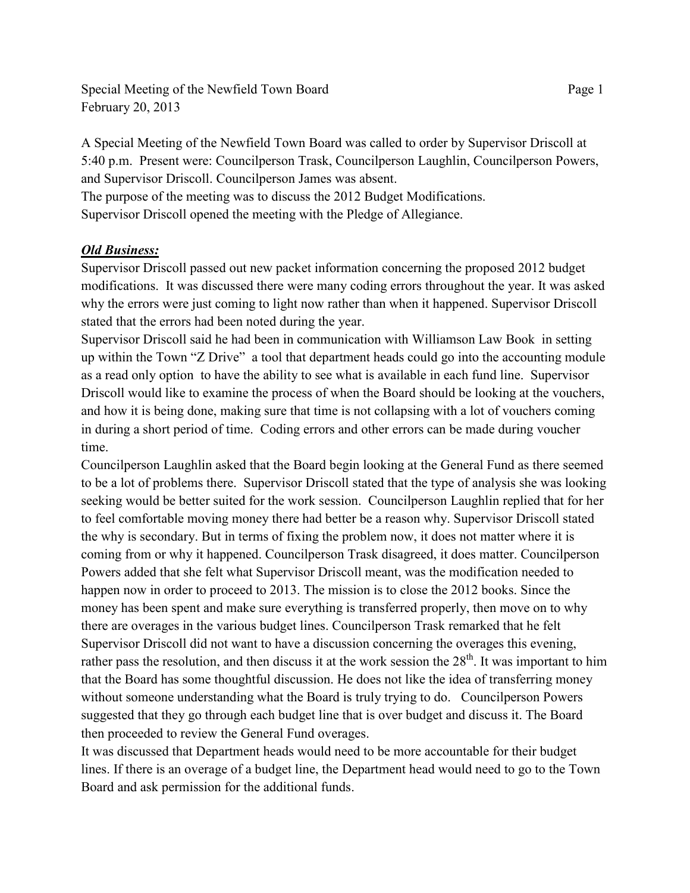Special Meeting of the Newfield Town Board
February 20, 2013

A Special Meeting of the Newfield Town Board was called to order by Supervisor Driscoll at 5:40 p.m. Present were: Councilperson Trask, Councilperson Laughlin, Councilperson Powers, and Supervisor Driscoll. Councilperson James was absent.
The purpose of the meeting was to discuss the 2012 Budget Modifications.
Supervisor Driscoll opened the meeting with the Pledge of Allegiance.

***Old Business:***
Supervisor Driscoll passed out new packet information concerning the proposed 2012 budget modifications. It was discussed there were many coding errors throughout the year. It was asked why the errors were just coming to light now rather than when it happened. Supervisor Driscoll stated that the errors had been noted during the year.
Supervisor Driscoll said he had been in communication with Williamson Law Book in setting up within the Town "Z Drive" a tool that department heads could go into the accounting module as a read only option to have the ability to see what is available in each fund line. Supervisor Driscoll would like to examine the process of when the Board should be looking at the vouchers, and how it is being done, making sure that time is not collapsing with a lot of vouchers coming in during a short period of time. Coding errors and other errors can be made during voucher time.
Councilperson Laughlin asked that the Board begin looking at the General Fund as there seemed to be a lot of problems there. Supervisor Driscoll stated that the type of analysis she was looking seeking would be better suited for the work session. Councilperson Laughlin replied that for her to feel comfortable moving money there had better be a reason why. Supervisor Driscoll stated the why is secondary. But in terms of fixing the problem now, it does not matter where it is coming from or why it happened. Councilperson Trask disagreed, it does matter. Councilperson Powers added that she felt what Supervisor Driscoll meant, was the modification needed to happen now in order to proceed to 2013. The mission is to close the 2012 books. Since the money has been spent and make sure everything is transferred properly, then move on to why there are overages in the various budget lines. Councilperson Trask remarked that he felt Supervisor Driscoll did not want to have a discussion concerning the overages this evening, rather pass the resolution, and then discuss it at the work session the 28th. It was important to him that the Board has some thoughtful discussion. He does not like the idea of transferring money without someone understanding what the Board is truly trying to do. Councilperson Powers suggested that they go through each budget line that is over budget and discuss it. The Board then proceeded to review the General Fund overages.
It was discussed that Department heads would need to be more accountable for their budget lines. If there is an overage of a budget line, the Department head would need to go to the Town Board and ask permission for the additional funds.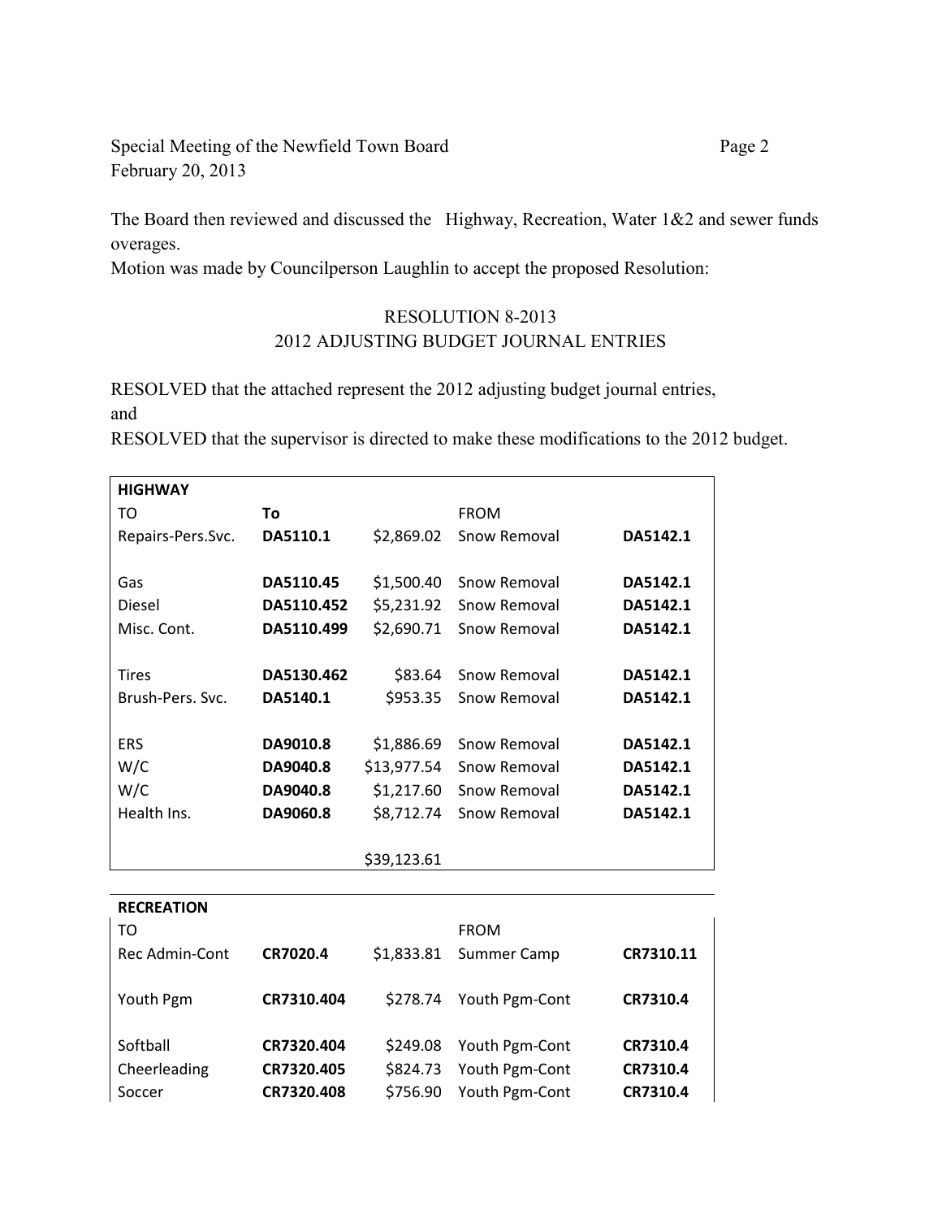The Board then reviewed and discussed the Highway, Recreation, Water 1&2 and sewer funds overages.

Motion was made by Councilperson Laughlin to accept the proposed Resolution:

RESOLUTION 8-2013
2012 ADJUSTING BUDGET JOURNAL ENTRIES

RESOLVED that the attached represent the 2012 adjusting budget journal entries, and

RESOLVED that the supervisor is directed to make these modifications to the 2012 budget.

| **HIGHWAY** | | | | |
|---|---|---|---|---|
| TO | **To** | | FROM | |
| Repairs-Pers.Svc. | **DA5110.1** | $2,869.02 | Snow Removal | **DA5142.1** |
| | | | | |
| Gas | **DA5110.45** | $1,500.40 | Snow Removal | **DA5142.1** |
| Diesel | **DA5110.452** | $5,231.92 | Snow Removal | **DA5142.1** |
| Misc. Cont. | **DA5110.499** | $2,690.71 | Snow Removal | **DA5142.1** |
| | | | | |
| Tires | **DA5130.462** | $83.64 | Snow Removal | **DA5142.1** |
| Brush-Pers. Svc. | **DA5140.1** | $953.35 | Snow Removal | **DA5142.1** |
| | | | | |
| ERS | **DA9010.8** | $1,886.69 | Snow Removal | **DA5142.1** |
| W/C | **DA9040.8** | $13,977.54 | Snow Removal | **DA5142.1** |
| W/C | **DA9040.8** | $1,217.60 | Snow Removal | **DA5142.1** |
| Health Ins. | **DA9060.8** | $8,712.74 | Snow Removal | **DA5142.1** |
| | | | | |
| | | $39,123.61 | | |

| **RECREATION** | | | | |
|---|---|---|---|---|
| TO | | | FROM | |
| Rec Admin-Cont | **CR7020.4** | $1,833.81 | Summer Camp | **CR7310.11** |
| | | | | |
| Youth Pgm | **CR7310.404** | $278.74 | Youth Pgm-Cont | **CR7310.4** |
| | | | | |
| Softball | **CR7320.404** | $249.08 | Youth Pgm-Cont | **CR7310.4** |
| Cheerleading | **CR7320.405** | $824.73 | Youth Pgm-Cont | **CR7310.4** |
| Soccer | **CR7320.408** | $756.90 | Youth Pgm-Cont | **CR7310.4** |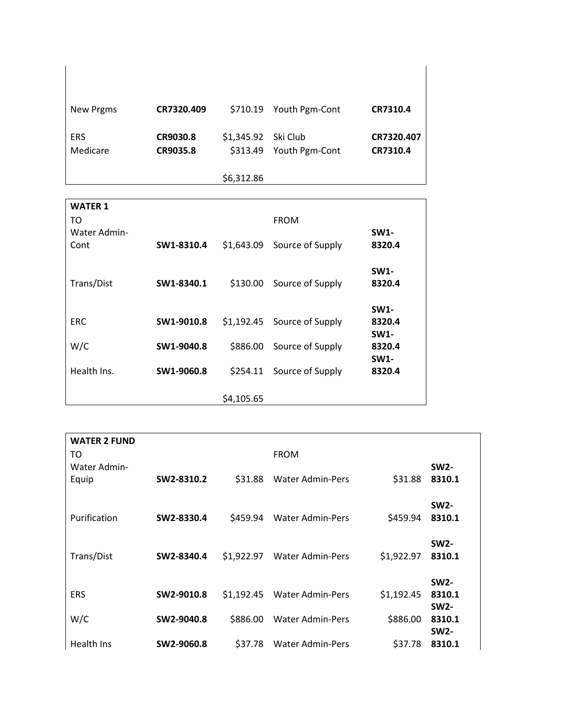| | | | | |
|---|---|---|---|---|
| New Prgms | **CR7320.409** | $710.19 | Youth Pgm-Cont | **CR7310.4** |
| ERS | **CR9030.8** | $1,345.92 | Ski Club | **CR7320.407** |
| Medicare | **CR9035.8** | $313.49 | Youth Pgm-Cont | **CR7310.4** |
| | | $6,312.86 | | |

| **WATER 1** | | | | |
|---|---|---|---|---|
| TO | | | FROM | |
| Water Admin-Cont | **SW1-8310.4** | $1,643.09 | Source of Supply | **SW1-8320.4** |
| Trans/Dist | **SW1-8340.1** | $130.00 | Source of Supply | **SW1-8320.4** |
| ERC | **SW1-9010.8** | $1,192.45 | Source of Supply | **SW1-8320.4** |
| W/C | **SW1-9040.8** | $886.00 | Source of Supply | **SW1-8320.4** |
| Health Ins. | **SW1-9060.8** | $254.11 | Source of Supply | **SW1-8320.4** |
| | | $4,105.65 | | |

| **WATER 2 FUND** | | | | | |
|---|---|---|---|---|---|
| TO | | | FROM | | |
| Water Admin-Equip | **SW2-8310.2** | $31.88 | Water Admin-Pers | $31.88 | **SW2-8310.1** |
| Purification | **SW2-8330.4** | $459.94 | Water Admin-Pers | $459.94 | **SW2-8310.1** |
| Trans/Dist | **SW2-8340.4** | $1,922.97 | Water Admin-Pers | $1,922.97 | **SW2-8310.1** |
| ERS | **SW2-9010.8** | $1,192.45 | Water Admin-Pers | $1,192.45 | **SW2-8310.1** |
| W/C | **SW2-9040.8** | $886.00 | Water Admin-Pers | $886.00 | **SW2-8310.1** |
| Health Ins | **SW2-9060.8** | $37.78 | Water Admin-Pers | $37.78 | **SW2-8310.1** |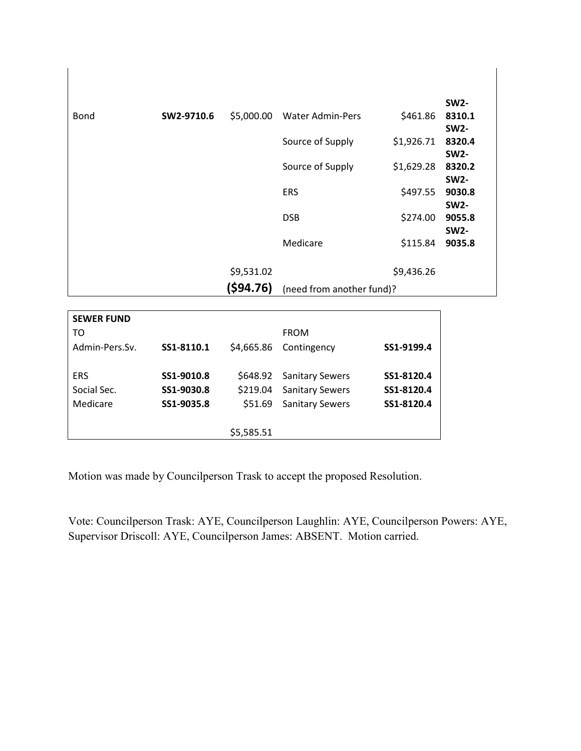| | | | | | |
|---|---|---|---|---|---|
| Bond | **SW2-9710.6** | $5,000.00 | Water Admin-Pers | $461.86 | **SW2-8310.1** |
| | | | Source of Supply | $1,926.71 | **SW2-8320.4** |
| | | | Source of Supply | $1,629.28 | **SW2-8320.2** |
| | | | ERS | $497.55 | **SW2-9030.8** |
| | | | DSB | $274.00 | **SW2-9055.8** |
| | | | Medicare | $115.84 | **SW2-9035.8** |
| | | $9,531.02 | | $9,436.26 | |
| | | **($94.76)** | (need from another fund)? | | |

| **SEWER FUND** | | | | |
|---|---|---|---|---|
| TO | | | FROM | |
| Admin-Pers.Sv. | **SS1-8110.1** | $4,665.86 | Contingency | **SS1-9199.4** |
| ERS | **SS1-9010.8** | $648.92 | Sanitary Sewers | **SS1-8120.4** |
| Social Sec. | **SS1-9030.8** | $219.04 | Sanitary Sewers | **SS1-8120.4** |
| Medicare | **SS1-9035.8** | $51.69 | Sanitary Sewers | **SS1-8120.4** |
| | | $5,585.51 | | |

Motion was made by Councilperson Trask to accept the proposed Resolution.

Vote: Councilperson Trask: AYE, Councilperson Laughlin: AYE, Councilperson Powers: AYE, Supervisor Driscoll: AYE, Councilperson James: ABSENT. Motion carried.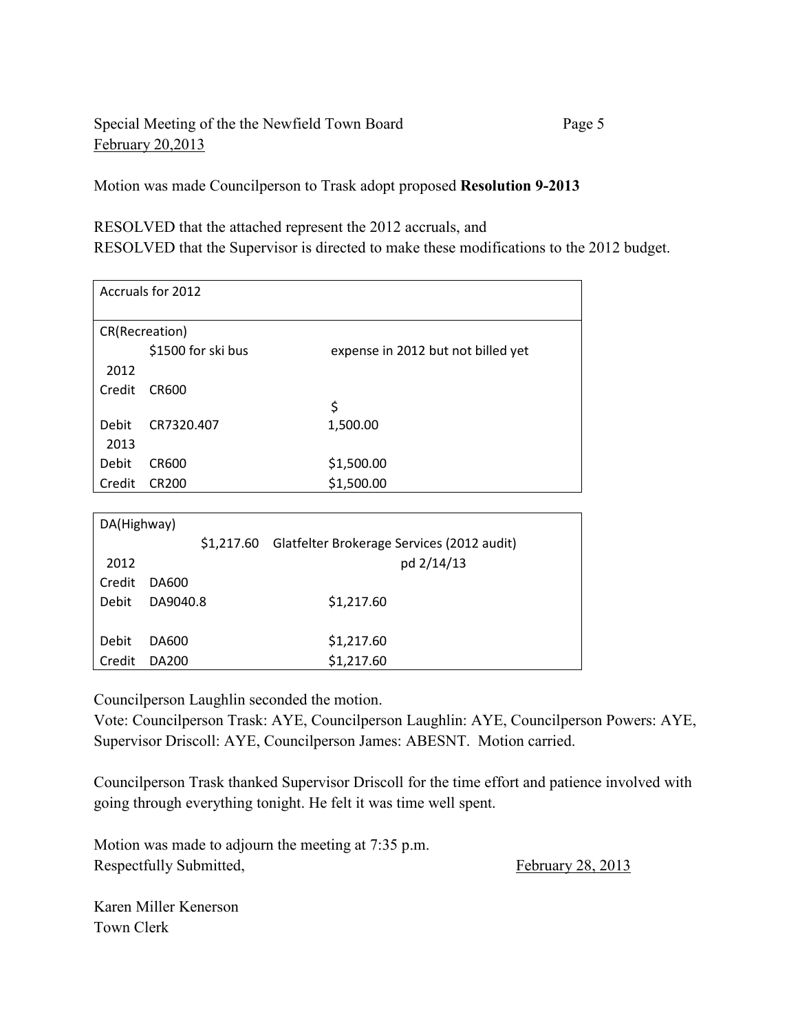Special Meeting of the the Newfield Town Board
February 20,2013

Motion was made Councilperson to Trask adopt proposed **Resolution 9-2013**

RESOLVED that the attached represent the 2012 accruals, and
RESOLVED that the Supervisor is directed to make these modifications to the 2012 budget.

| Accruals for 2012 | | |
|---|---|---|
| CR(Recreation) | | |
| | $1500 for ski bus | expense in 2012 but not billed yet |
| 2012 | | |
| Credit | CR600 | |
| Debit | CR7320.407 | $ 1,500.00 |
| 2013 | | |
| Debit | CR600 | $1,500.00 |
| Credit | CR200 | $1,500.00 |

| DA(Highway) | | |
|---|---|---|
| | $1,217.60 | Glatfelter Brokerage Services (2012 audit) |
| 2012 | | pd 2/14/13 |
| Credit | DA600 | |
| Debit | DA9040.8 | $1,217.60 |
| | | |
| Debit | DA600 | $1,217.60 |
| Credit | DA200 | $1,217.60 |

Councilperson Laughlin seconded the motion.
Vote: Councilperson Trask: AYE, Councilperson Laughlin: AYE, Councilperson Powers: AYE, Supervisor Driscoll: AYE, Councilperson James: ABESNT. Motion carried.

Councilperson Trask thanked Supervisor Driscoll for the time effort and patience involved with going through everything tonight. He felt it was time well spent.

Motion was made to adjourn the meeting at 7:35 p.m.
Respectfully Submitted, February 28, 2013

Karen Miller Kenerson
Town Clerk